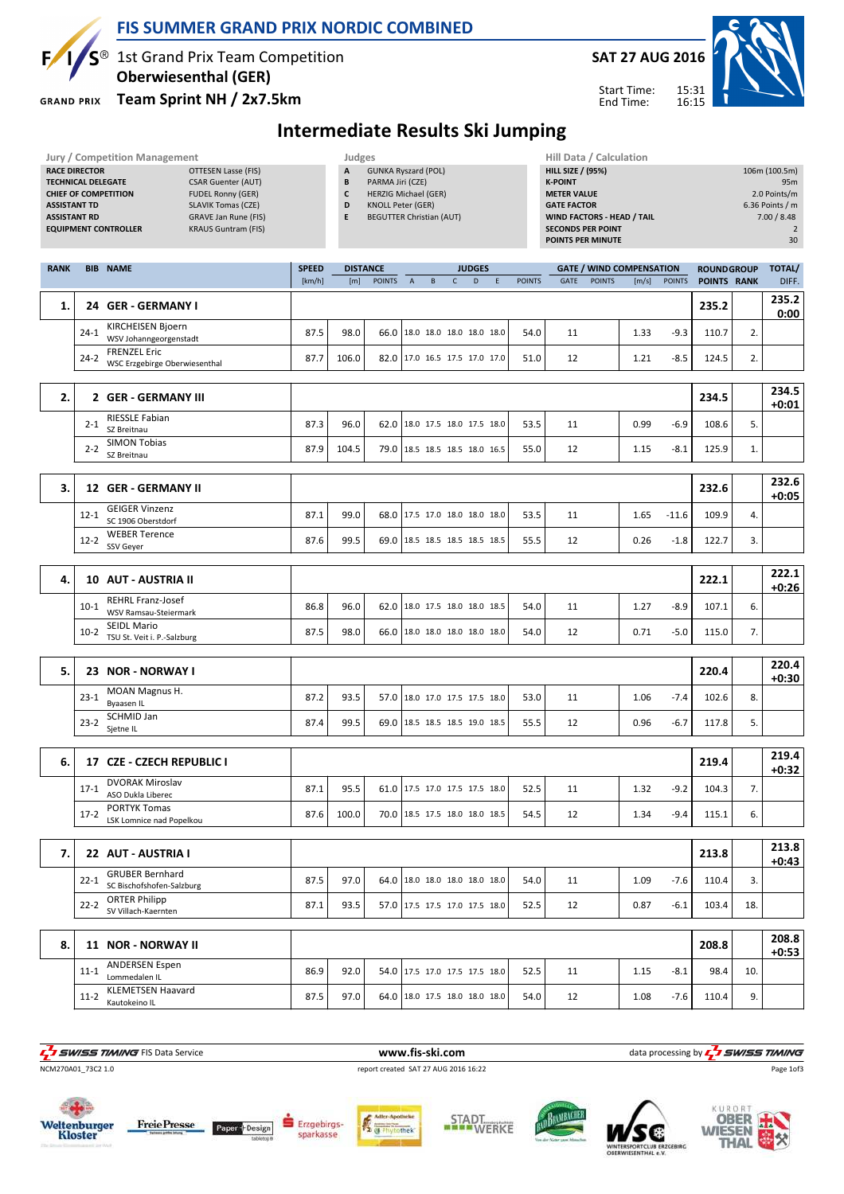# FIS SUMMER GRAND PRIX NORDIC COMBINED

1st Grand Prix Team Competition
**Oberwiesenthal (GER)**
**Team Sprint NH / 2x7.5km**

**SAT 27 AUG 2016**

Start Time: 15:31
End Time: 16:15

## Intermediate Results Ski Jumping

| Jury / Competition Management | |
|---|---|
| **RACE DIRECTOR** | OTTESEN Lasse (FIS) |
| **TECHNICAL DELEGATE** | CSAR Guenter (AUT) |
| **CHIEF OF COMPETITION** | FUDEL Ronny (GER) |
| **ASSISTANT TD** | SLAVIK Tomas (CZE) |
| **ASSISTANT RD** | GRAVE Jan Rune (FIS) |
| **EQUIPMENT CONTROLLER** | KRAUS Guntram (FIS) |

| Judges | |
|---|---|
| **A** | GUNKA Ryszard (POL) |
| **B** | PARMA Jiri (CZE) |
| **C** | HERZIG Michael (GER) |
| **D** | KNOLL Peter (GER) |
| **E** | BEGUTTER Christian (AUT) |

| Hill Data / Calculation | |
|---|---|
| **HILL SIZE / (95%)** | 106m (100.5m) |
| **K-POINT** | 95m |
| **METER VALUE** | 2.0 Points/m |
| **GATE FACTOR** | 6.36 Points / m |
| **WIND FACTORS - HEAD / TAIL** | 7.00 / 8.48 |
| **SECONDS PER POINT** | 2 |
| **POINTS PER MINUTE** | 30 |

| RANK | BIB | NAME | SPEED [km/h] | DISTANCE [m] | DISTANCE POINTS | JUDGES A | B | C | D | E | JUDGES POINTS | GATE | GATE POINTS | WIND [m/s] | WIND POINTS | ROUND GROUP POINTS | RANK | TOTAL/ DIFF. |
|---|---|---|---|---|---|---|---|---|---|---|---|---|---|---|---|---|---|---|
| **1.** | **24** | **GER - GERMANY I** | | | | | | | | | | | | | | **235.2** | | **235.2** **0:00** |
| | 24-1 | KIRCHEISEN Bjoern WSV Johanngeorgenstadt | 87.5 | 98.0 | 66.0 | 18.0 | 18.0 | 18.0 | 18.0 | 18.0 | 54.0 | 11 | | 1.33 | -9.3 | 110.7 | 2. | |
| | 24-2 | FRENZEL Eric WSC Erzgebirge Oberwiesenthal | 87.7 | 106.0 | 82.0 | 17.0 | 16.5 | 17.5 | 17.0 | 17.0 | 51.0 | 12 | | 1.21 | -8.5 | 124.5 | 2. | |
| **2.** | **2** | **GER - GERMANY III** | | | | | | | | | | | | | | **234.5** | | **234.5** **+0:01** |
| | 2-1 | RIESSLE Fabian SZ Breitnau | 87.3 | 96.0 | 62.0 | 18.0 | 17.5 | 18.0 | 17.5 | 18.0 | 53.5 | 11 | | 0.99 | -6.9 | 108.6 | 5. | |
| | 2-2 | SIMON Tobias SZ Breitnau | 87.9 | 104.5 | 79.0 | 18.5 | 18.5 | 18.5 | 18.0 | 16.5 | 55.0 | 12 | | 1.15 | -8.1 | 125.9 | 1. | |
| **3.** | **12** | **GER - GERMANY II** | | | | | | | | | | | | | | **232.6** | | **232.6** **+0:05** |
| | 12-1 | GEIGER Vinzenz SC 1906 Oberstdorf | 87.1 | 99.0 | 68.0 | 17.5 | 17.0 | 18.0 | 18.0 | 18.0 | 53.5 | 11 | | 1.65 | -11.6 | 109.9 | 4. | |
| | 12-2 | WEBER Terence SSV Geyer | 87.6 | 99.5 | 69.0 | 18.5 | 18.5 | 18.5 | 18.5 | 18.5 | 55.5 | 12 | | 0.26 | -1.8 | 122.7 | 3. | |
| **4.** | **10** | **AUT - AUSTRIA II** | | | | | | | | | | | | | | **222.1** | | **222.1** **+0:26** |
| | 10-1 | REHRL Franz-Josef WSV Ramsau-Steiermark | 86.8 | 96.0 | 62.0 | 18.0 | 17.5 | 18.0 | 18.0 | 18.5 | 54.0 | 11 | | 1.27 | -8.9 | 107.1 | 6. | |
| | 10-2 | SEIDL Mario TSU St. Veit i. P.-Salzburg | 87.5 | 98.0 | 66.0 | 18.0 | 18.0 | 18.0 | 18.0 | 18.0 | 54.0 | 12 | | 0.71 | -5.0 | 115.0 | 7. | |
| **5.** | **23** | **NOR - NORWAY I** | | | | | | | | | | | | | | **220.4** | | **220.4** **+0:30** |
| | 23-1 | MOAN Magnus H. Byaasen IL | 87.2 | 93.5 | 57.0 | 18.0 | 17.0 | 17.5 | 17.5 | 18.0 | 53.0 | 11 | | 1.06 | -7.4 | 102.6 | 8. | |
| | 23-2 | SCHMID Jan Sjetne IL | 87.4 | 99.5 | 69.0 | 18.5 | 18.5 | 18.5 | 19.0 | 18.5 | 55.5 | 12 | | 0.96 | -6.7 | 117.8 | 5. | |
| **6.** | **17** | **CZE - CZECH REPUBLIC I** | | | | | | | | | | | | | | **219.4** | | **219.4** **+0:32** |
| | 17-1 | DVORAK Miroslav ASO Dukla Liberec | 87.1 | 95.5 | 61.0 | 17.5 | 17.0 | 17.5 | 17.5 | 18.0 | 52.5 | 11 | | 1.32 | -9.2 | 104.3 | 7. | |
| | 17-2 | PORTYK Tomas LSK Lomnice nad Popelkou | 87.6 | 100.0 | 70.0 | 18.5 | 17.5 | 18.0 | 18.0 | 18.5 | 54.5 | 12 | | 1.34 | -9.4 | 115.1 | 6. | |
| **7.** | **22** | **AUT - AUSTRIA I** | | | | | | | | | | | | | | **213.8** | | **213.8** **+0:43** |
| | 22-1 | GRUBER Bernhard SC Bischofshofen-Salzburg | 87.5 | 97.0 | 64.0 | 18.0 | 18.0 | 18.0 | 18.0 | 18.0 | 54.0 | 11 | | 1.09 | -7.6 | 110.4 | 3. | |
| | 22-2 | ORTER Philipp SV Villach-Kaernten | 87.1 | 93.5 | 57.0 | 17.5 | 17.5 | 17.0 | 17.5 | 18.0 | 52.5 | 12 | | 0.87 | -6.1 | 103.4 | 18. | |
| **8.** | **11** | **NOR - NORWAY II** | | | | | | | | | | | | | | **208.8** | | **208.8** **+0:53** |
| | 11-1 | ANDERSEN Espen Lommedalen IL | 86.9 | 92.0 | 54.0 | 17.5 | 17.0 | 17.5 | 17.5 | 18.0 | 52.5 | 11 | | 1.15 | -8.1 | 98.4 | 10. | |
| | 11-2 | KLEMETSEN Haavard Kautokeino IL | 87.5 | 97.0 | 64.0 | 18.0 | 17.5 | 18.0 | 18.0 | 18.0 | 54.0 | 12 | | 1.08 | -7.6 | 110.4 | 9. | |

SWISS TIMING FIS Data Service — www.fis-ski.com — data processing by SWISS TIMING

NCM270A01_73C2 1.0 — report created SAT 27 AUG 2016 16:22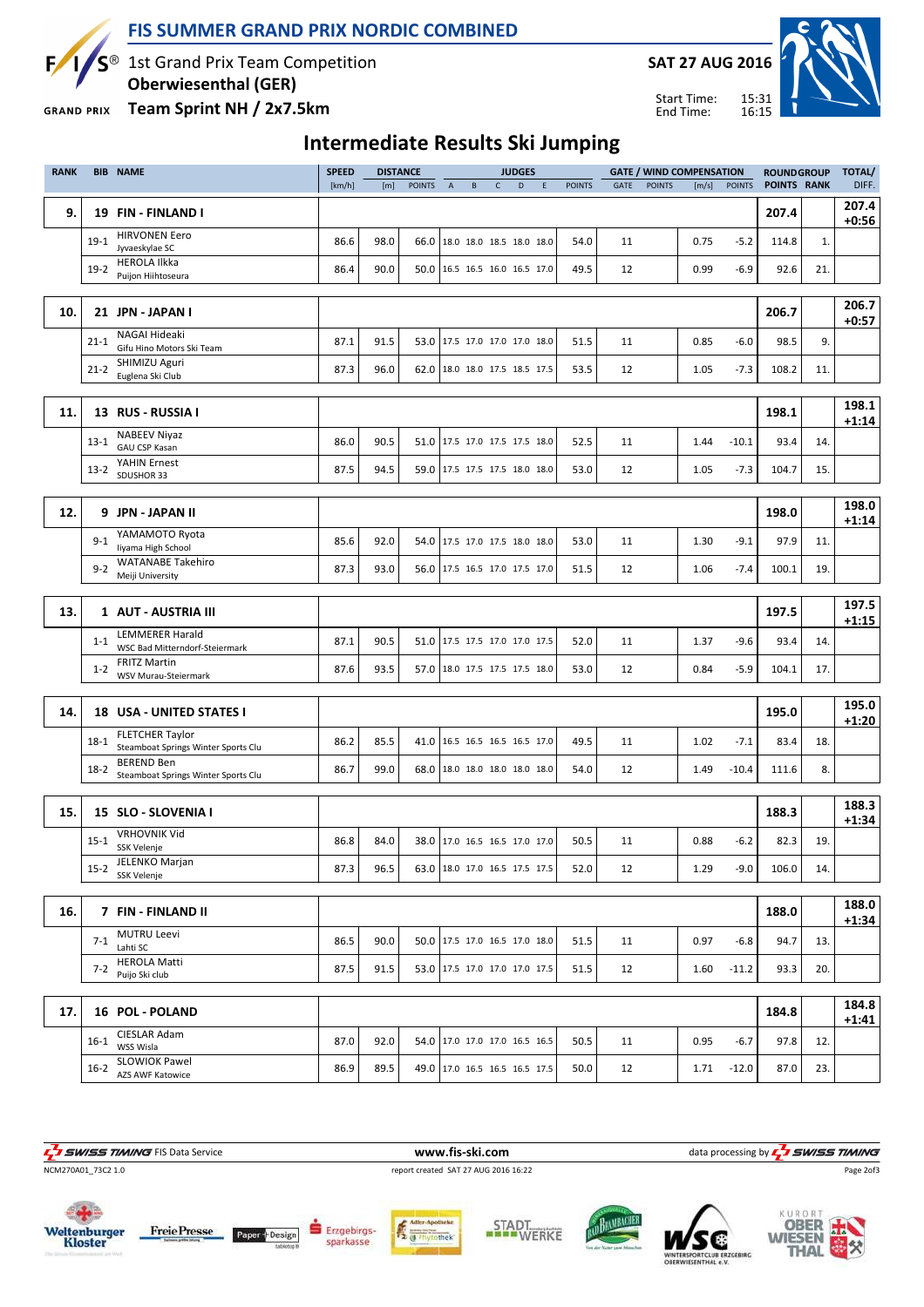# FIS SUMMER GRAND PRIX NORDIC COMBINED

1st Grand Prix Team Competition
**Oberwiesenthal (GER)**
**Team Sprint NH / 2x7.5km**

**SAT 27 AUG 2016**

Start Time: 15:31
End Time: 16:15

## Intermediate Results Ski Jumping

| RANK | BIB | NAME | SPEED [km/h] | DISTANCE [m] | DISTANCE POINTS | JUDGES A | B | C | D | E | JUDGES POINTS | GATE | GATE POINTS | WIND [m/s] | WIND POINTS | ROUND POINTS | GROUP RANK | TOTAL/ DIFF. |
|---|---|---|---|---|---|---|---|---|---|---|---|---|---|---|---|---|---|---|
| 9. | 19 | FIN - FINLAND I | | | | | | | | | | | | | | 207.4 | | 207.4 +0:56 |
| | 19-1 | HIRVONEN Eero, Jyvaeskylae SC | 86.6 | 98.0 | 66.0 | 18.0 | 18.0 | 18.5 | 18.0 | 18.0 | 54.0 | 11 | | 0.75 | -5.2 | 114.8 | 1. | |
| | 19-2 | HEROLA Ilkka, Puijon Hiihtoseura | 86.4 | 90.0 | 50.0 | 16.5 | 16.5 | 16.0 | 16.5 | 17.0 | 49.5 | 12 | | 0.99 | -6.9 | 92.6 | 21. | |
| 10. | 21 | JPN - JAPAN I | | | | | | | | | | | | | | 206.7 | | 206.7 +0:57 |
| | 21-1 | NAGAI Hideaki, Gifu Hino Motors Ski Team | 87.1 | 91.5 | 53.0 | 17.5 | 17.0 | 17.0 | 17.0 | 18.0 | 51.5 | 11 | | 0.85 | -6.0 | 98.5 | 9. | |
| | 21-2 | SHIMIZU Aguri, Euglena Ski Club | 87.3 | 96.0 | 62.0 | 18.0 | 18.0 | 17.5 | 18.5 | 17.5 | 53.5 | 12 | | 1.05 | -7.3 | 108.2 | 11. | |
| 11. | 13 | RUS - RUSSIA I | | | | | | | | | | | | | | 198.1 | | 198.1 +1:14 |
| | 13-1 | NABEEV Niyaz, GAU CSP Kasan | 86.0 | 90.5 | 51.0 | 17.5 | 17.0 | 17.5 | 17.5 | 18.0 | 52.5 | 11 | | 1.44 | -10.1 | 93.4 | 14. | |
| | 13-2 | YAHIN Ernest, SDUSHOR 33 | 87.5 | 94.5 | 59.0 | 17.5 | 17.5 | 17.5 | 18.0 | 18.0 | 53.0 | 12 | | 1.05 | -7.3 | 104.7 | 15. | |
| 12. | 9 | JPN - JAPAN II | | | | | | | | | | | | | | 198.0 | | 198.0 +1:14 |
| | 9-1 | YAMAMOTO Ryota, Iiyama High School | 85.6 | 92.0 | 54.0 | 17.5 | 17.0 | 17.5 | 18.0 | 18.0 | 53.0 | 11 | | 1.30 | -9.1 | 97.9 | 11. | |
| | 9-2 | WATANABE Takehiro, Meiji University | 87.3 | 93.0 | 56.0 | 17.5 | 16.5 | 17.0 | 17.5 | 17.0 | 51.5 | 12 | | 1.06 | -7.4 | 100.1 | 19. | |
| 13. | 1 | AUT - AUSTRIA III | | | | | | | | | | | | | | 197.5 | | 197.5 +1:15 |
| | 1-1 | LEMMERER Harald, WSC Bad Mitterndorf-Steiermark | 87.1 | 90.5 | 51.0 | 17.5 | 17.5 | 17.0 | 17.0 | 17.5 | 52.0 | 11 | | 1.37 | -9.6 | 93.4 | 14. | |
| | 1-2 | FRITZ Martin, WSV Murau-Steiermark | 87.6 | 93.5 | 57.0 | 18.0 | 17.5 | 17.5 | 17.5 | 18.0 | 53.0 | 12 | | 0.84 | -5.9 | 104.1 | 17. | |
| 14. | 18 | USA - UNITED STATES I | | | | | | | | | | | | | | 195.0 | | 195.0 +1:20 |
| | 18-1 | FLETCHER Taylor, Steamboat Springs Winter Sports Clu | 86.2 | 85.5 | 41.0 | 16.5 | 16.5 | 16.5 | 16.5 | 17.0 | 49.5 | 11 | | 1.02 | -7.1 | 83.4 | 18. | |
| | 18-2 | BEREND Ben, Steamboat Springs Winter Sports Clu | 86.7 | 99.0 | 68.0 | 18.0 | 18.0 | 18.0 | 18.0 | 18.0 | 54.0 | 12 | | 1.49 | -10.4 | 111.6 | 8. | |
| 15. | 15 | SLO - SLOVENIA I | | | | | | | | | | | | | | 188.3 | | 188.3 +1:34 |
| | 15-1 | VRHOVNIK Vid, SSK Velenje | 86.8 | 84.0 | 38.0 | 17.0 | 16.5 | 16.5 | 17.0 | 17.0 | 50.5 | 11 | | 0.88 | -6.2 | 82.3 | 19. | |
| | 15-2 | JELENKO Marjan, SSK Velenje | 87.3 | 96.5 | 63.0 | 18.0 | 17.0 | 16.5 | 17.5 | 17.5 | 52.0 | 12 | | 1.29 | -9.0 | 106.0 | 14. | |
| 16. | 7 | FIN - FINLAND II | | | | | | | | | | | | | | 188.0 | | 188.0 +1:34 |
| | 7-1 | MUTRU Leevi, Lahti SC | 86.5 | 90.0 | 50.0 | 17.5 | 17.0 | 16.5 | 17.0 | 18.0 | 51.5 | 11 | | 0.97 | -6.8 | 94.7 | 13. | |
| | 7-2 | HEROLA Matti, Puijo Ski club | 87.5 | 91.5 | 53.0 | 17.5 | 17.0 | 17.0 | 17.0 | 17.5 | 51.5 | 12 | | 1.60 | -11.2 | 93.3 | 20. | |
| 17. | 16 | POL - POLAND | | | | | | | | | | | | | | 184.8 | | 184.8 +1:41 |
| | 16-1 | CIESLAR Adam, WSS Wisla | 87.0 | 92.0 | 54.0 | 17.0 | 17.0 | 17.0 | 16.5 | 16.5 | 50.5 | 11 | | 0.95 | -6.7 | 97.8 | 12. | |
| | 16-2 | SLOWIOK Pawel, AZS AWF Katowice | 86.9 | 89.5 | 49.0 | 17.0 | 16.5 | 16.5 | 16.5 | 17.5 | 50.0 | 12 | | 1.71 | -12.0 | 87.0 | 23. | |

SWISS TIMING FIS Data Service — www.fis-ski.com — data processing by SWISS TIMING

NCM270A01_73C2 1.0 — report created SAT 27 AUG 2016 16:22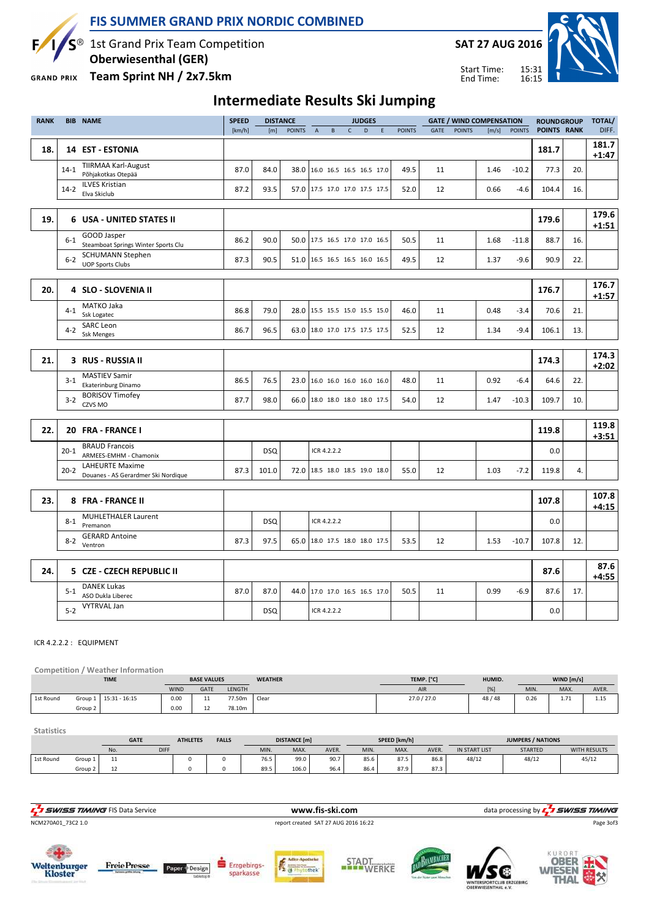# FIS SUMMER GRAND PRIX NORDIC COMBINED

1st Grand Prix Team Competition
**Oberwiesenthal (GER)**
**Team Sprint NH / 2x7.5km**

**SAT 27 AUG 2016**

Start Time: 15:31
End Time: 16:15

## Intermediate Results Ski Jumping

| RANK | BIB | NAME | SPEED [km/h] | DISTANCE [m] | DISTANCE POINTS | JUDGES A | B | C | D | E | JUDGES POINTS | GATE | GATE POINTS | WIND [m/s] | WIND POINTS | ROUND POINTS | GROUP RANK | TOTAL/ DIFF. |
|---|---|---|---|---|---|---|---|---|---|---|---|---|---|---|---|---|---|---|
| 18. | 14 | EST - ESTONIA | | | | | | | | | | | | | | 181.7 | | 181.7 +1:47 |
| | 14-1 | TIIRMAA Karl-August<br>Põhjakotkas Otepää | 87.0 | 84.0 | 38.0 | 16.0 | 16.5 | 16.5 | 16.5 | 17.0 | 49.5 | 11 | | 1.46 | -10.2 | 77.3 | 20. | |
| | 14-2 | ILVES Kristian<br>Elva Skiclub | 87.2 | 93.5 | 57.0 | 17.5 | 17.0 | 17.0 | 17.5 | 17.5 | 52.0 | 12 | | 0.66 | -4.6 | 104.4 | 16. | |
| 19. | 6 | USA - UNITED STATES II | | | | | | | | | | | | | | 179.6 | | 179.6 +1:51 |
| | 6-1 | GOOD Jasper<br>Steamboat Springs Winter Sports Clu | 86.2 | 90.0 | 50.0 | 17.5 | 16.5 | 17.0 | 17.0 | 16.5 | 50.5 | 11 | | 1.68 | -11.8 | 88.7 | 16. | |
| | 6-2 | SCHUMANN Stephen<br>UOP Sports Clubs | 87.3 | 90.5 | 51.0 | 16.5 | 16.5 | 16.5 | 16.0 | 16.5 | 49.5 | 12 | | 1.37 | -9.6 | 90.9 | 22. | |
| 20. | 4 | SLO - SLOVENIA II | | | | | | | | | | | | | | 176.7 | | 176.7 +1:57 |
| | 4-1 | MATKO Jaka<br>Ssk Logatec | 86.8 | 79.0 | 28.0 | 15.5 | 15.5 | 15.0 | 15.5 | 15.0 | 46.0 | 11 | | 0.48 | -3.4 | 70.6 | 21. | |
| | 4-2 | SARC Leon<br>Ssk Menges | 86.7 | 96.5 | 63.0 | 18.0 | 17.0 | 17.5 | 17.5 | 17.5 | 52.5 | 12 | | 1.34 | -9.4 | 106.1 | 13. | |
| 21. | 3 | RUS - RUSSIA II | | | | | | | | | | | | | | 174.3 | | 174.3 +2:02 |
| | 3-1 | MASTIEV Samir<br>Ekaterinburg Dinamo | 86.5 | 76.5 | 23.0 | 16.0 | 16.0 | 16.0 | 16.0 | 16.0 | 48.0 | 11 | | 0.92 | -6.4 | 64.6 | 22. | |
| | 3-2 | BORISOV Timofey<br>CZVS MO | 87.7 | 98.0 | 66.0 | 18.0 | 18.0 | 18.0 | 18.0 | 17.5 | 54.0 | 12 | | 1.47 | -10.3 | 109.7 | 10. | |
| 22. | 20 | FRA - FRANCE I | | | | | | | | | | | | | | 119.8 | | 119.8 +3:51 |
| | 20-1 | BRAUD Francois<br>ARMEES-EMHM - Chamonix | | DSQ | | ICR 4.2.2.2 | | | | | | | | | | 0.0 | | |
| | 20-2 | LAHEURTE Maxime<br>Douanes - AS Gerardmer Ski Nordique | 87.3 | 101.0 | 72.0 | 18.5 | 18.0 | 18.5 | 19.0 | 18.0 | 55.0 | 12 | | 1.03 | -7.2 | 119.8 | 4. | |
| 23. | 8 | FRA - FRANCE II | | | | | | | | | | | | | | 107.8 | | 107.8 +4:15 |
| | 8-1 | MUHLETHALER Laurent<br>Premanon | | DSQ | | ICR 4.2.2.2 | | | | | | | | | | 0.0 | | |
| | 8-2 | GERARD Antoine<br>Ventron | 87.3 | 97.5 | 65.0 | 18.0 | 17.5 | 18.0 | 18.0 | 17.5 | 53.5 | 12 | | 1.53 | -10.7 | 107.8 | 12. | |
| 24. | 5 | CZE - CZECH REPUBLIC II | | | | | | | | | | | | | | 87.6 | | 87.6 +4:55 |
| | 5-1 | DANEK Lukas<br>ASO Dukla Liberec | 87.0 | 87.0 | 44.0 | 17.0 | 17.0 | 16.5 | 16.5 | 17.0 | 50.5 | 11 | | 0.99 | -6.9 | 87.6 | 17. | |
| | 5-2 | VYTRVAL Jan | | DSQ | | ICR 4.2.2.2 | | | | | | | | | | 0.0 | | |

ICR 4.2.2.2 : EQUIPMENT

### Competition / Weather Information

| | | TIME | BASE VALUES WIND | GATE | LENGTH | WEATHER | TEMP. [°C] AIR | HUMID. [%] | WIND [m/s] MIN. | MAX. | AVER. |
|---|---|---|---|---|---|---|---|---|---|---|---|
| 1st Round | Group 1 | 15:31 - 16:15 | 0.00 | 11 | 77.50m | Clear | 27.0 / 27.0 | 48 / 48 | 0.26 | 1.71 | 1.15 |
| | Group 2 | | 0.00 | 12 | 78.10m | | | | | | |

### Statistics

| | | GATE No. | DIFF | ATHLETES | FALLS | DISTANCE [m] MIN. | MAX. | AVER. | SPEED [km/h] MIN. | MAX. | AVER. | JUMPERS / NATIONS IN START LIST | STARTED | WITH RESULTS |
|---|---|---|---|---|---|---|---|---|---|---|---|---|---|---|
| 1st Round | Group 1 | 11 | | 0 | 0 | 76.5 | 99.0 | 90.7 | 85.6 | 87.5 | 86.8 | 48/12 | 48/12 | 45/12 |
| | Group 2 | 12 | | 0 | 0 | 89.5 | 106.0 | 96.4 | 86.4 | 87.9 | 87.3 | | | |

SWISS TIMING FIS Data Service — www.fis-ski.com — data processing by SWISS TIMING

NCM270A01_73C2 1.0 — report created SAT 27 AUG 2016 16:22